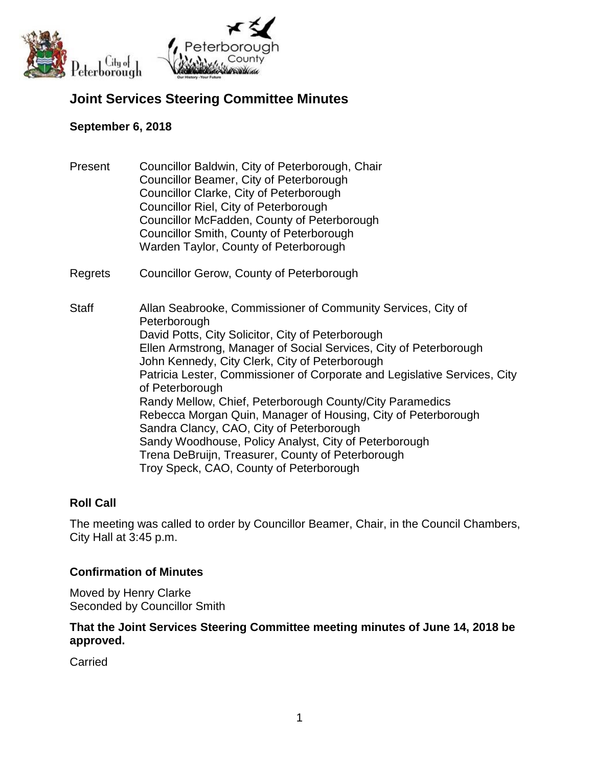# Joint Services Steering Committee Minutes

**September 6, 2018**

| | |
|---|---|
| Present | Councillor Baldwin, City of Peterborough, Chair<br>Councillor Beamer, City of Peterborough<br>Councillor Clarke, City of Peterborough<br>Councillor Riel, City of Peterborough<br>Councillor McFadden, County of Peterborough<br>Councillor Smith, County of Peterborough<br>Warden Taylor, County of Peterborough |
| Regrets | Councillor Gerow, County of Peterborough |
| Staff | Allan Seabrooke, Commissioner of Community Services, City of Peterborough<br>David Potts, City Solicitor, City of Peterborough<br>Ellen Armstrong, Manager of Social Services, City of Peterborough<br>John Kennedy, City Clerk, City of Peterborough<br>Patricia Lester, Commissioner of Corporate and Legislative Services, City of Peterborough<br>Randy Mellow, Chief, Peterborough County/City Paramedics<br>Rebecca Morgan Quin, Manager of Housing, City of Peterborough<br>Sandra Clancy, CAO, City of Peterborough<br>Sandy Woodhouse, Policy Analyst, City of Peterborough<br>Trena DeBruijn, Treasurer, County of Peterborough<br>Troy Speck, CAO, County of Peterborough |

## Roll Call

The meeting was called to order by Councillor Beamer, Chair, in the Council Chambers, City Hall at 3:45 p.m.

## Confirmation of Minutes

Moved by Henry Clarke
Seconded by Councillor Smith

**That the Joint Services Steering Committee meeting minutes of June 14, 2018 be approved.**

Carried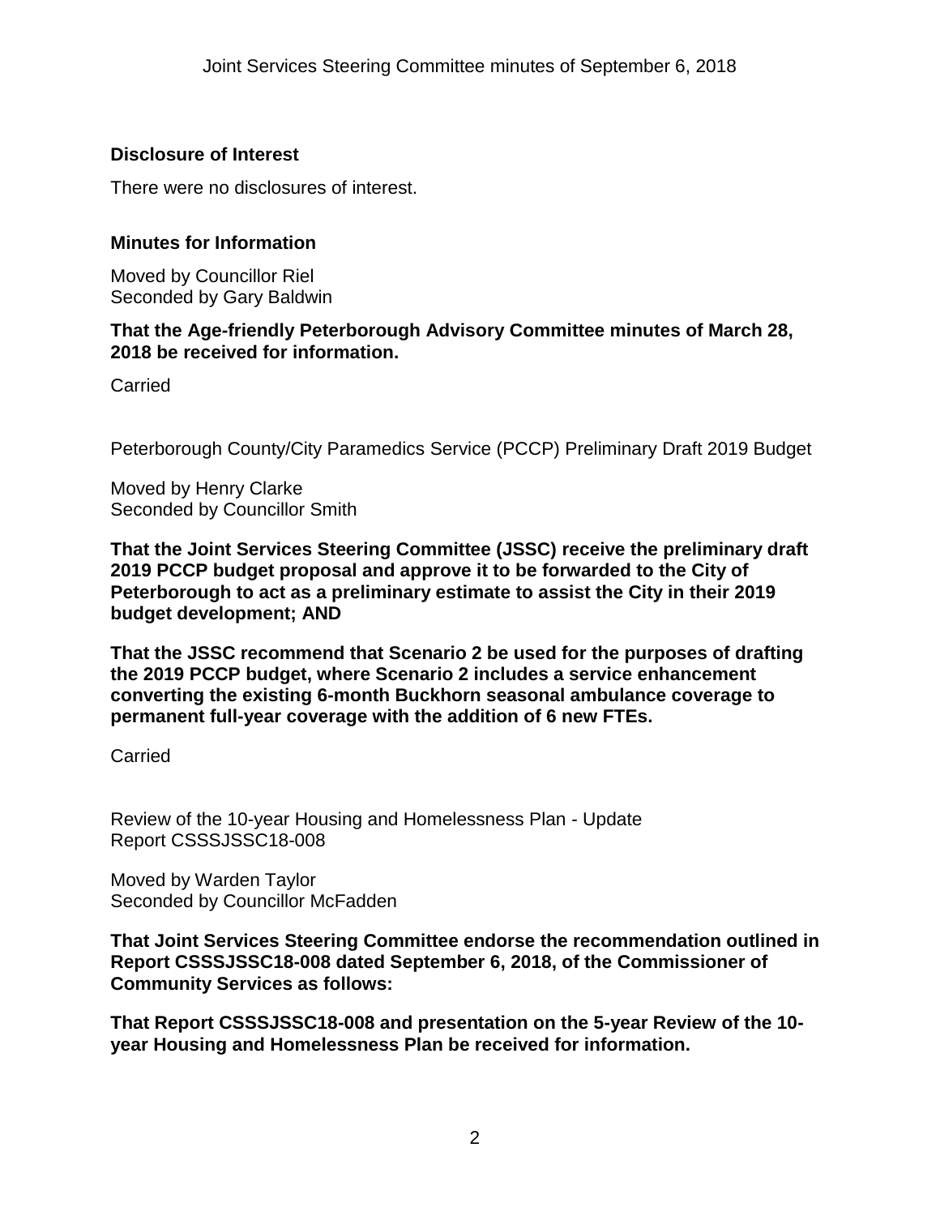## Disclosure of Interest

There were no disclosures of interest.

## Minutes for Information

Moved by Councillor Riel
Seconded by Gary Baldwin

**That the Age-friendly Peterborough Advisory Committee minutes of March 28, 2018 be received for information.**

Carried

Peterborough County/City Paramedics Service (PCCP) Preliminary Draft 2019 Budget

Moved by Henry Clarke
Seconded by Councillor Smith

**That the Joint Services Steering Committee (JSSC) receive the preliminary draft 2019 PCCP budget proposal and approve it to be forwarded to the City of Peterborough to act as a preliminary estimate to assist the City in their 2019 budget development; AND**

**That the JSSC recommend that Scenario 2 be used for the purposes of drafting the 2019 PCCP budget, where Scenario 2 includes a service enhancement converting the existing 6-month Buckhorn seasonal ambulance coverage to permanent full-year coverage with the addition of 6 new FTEs.**

Carried

Review of the 10-year Housing and Homelessness Plan - Update
Report CSSSJSSC18-008

Moved by Warden Taylor
Seconded by Councillor McFadden

**That Joint Services Steering Committee endorse the recommendation outlined in Report CSSSJSSC18-008 dated September 6, 2018, of the Commissioner of Community Services as follows:**

**That Report CSSSJSSC18-008 and presentation on the 5-year Review of the 10-year Housing and Homelessness Plan be received for information.**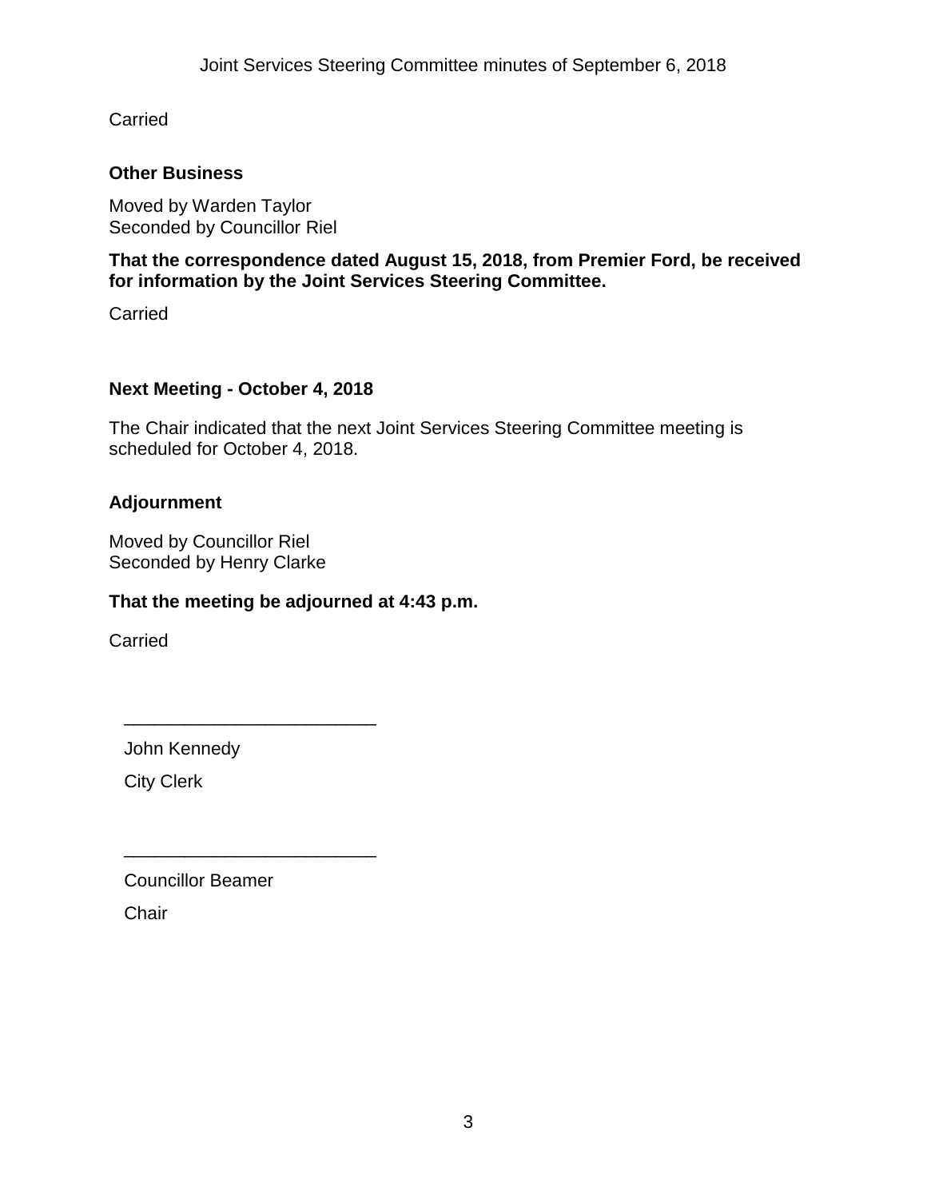Carried

**Other Business**

Moved by Warden Taylor
Seconded by Councillor Riel

**That the correspondence dated August 15, 2018, from Premier Ford, be received for information by the Joint Services Steering Committee.**

Carried

**Next Meeting - October 4, 2018**

The Chair indicated that the next Joint Services Steering Committee meeting is scheduled for October 4, 2018.

**Adjournment**

Moved by Councillor Riel
Seconded by Henry Clarke

**That the meeting be adjourned at 4:43 p.m.**

Carried

_________________________

John Kennedy

City Clerk

_________________________

Councillor Beamer

Chair